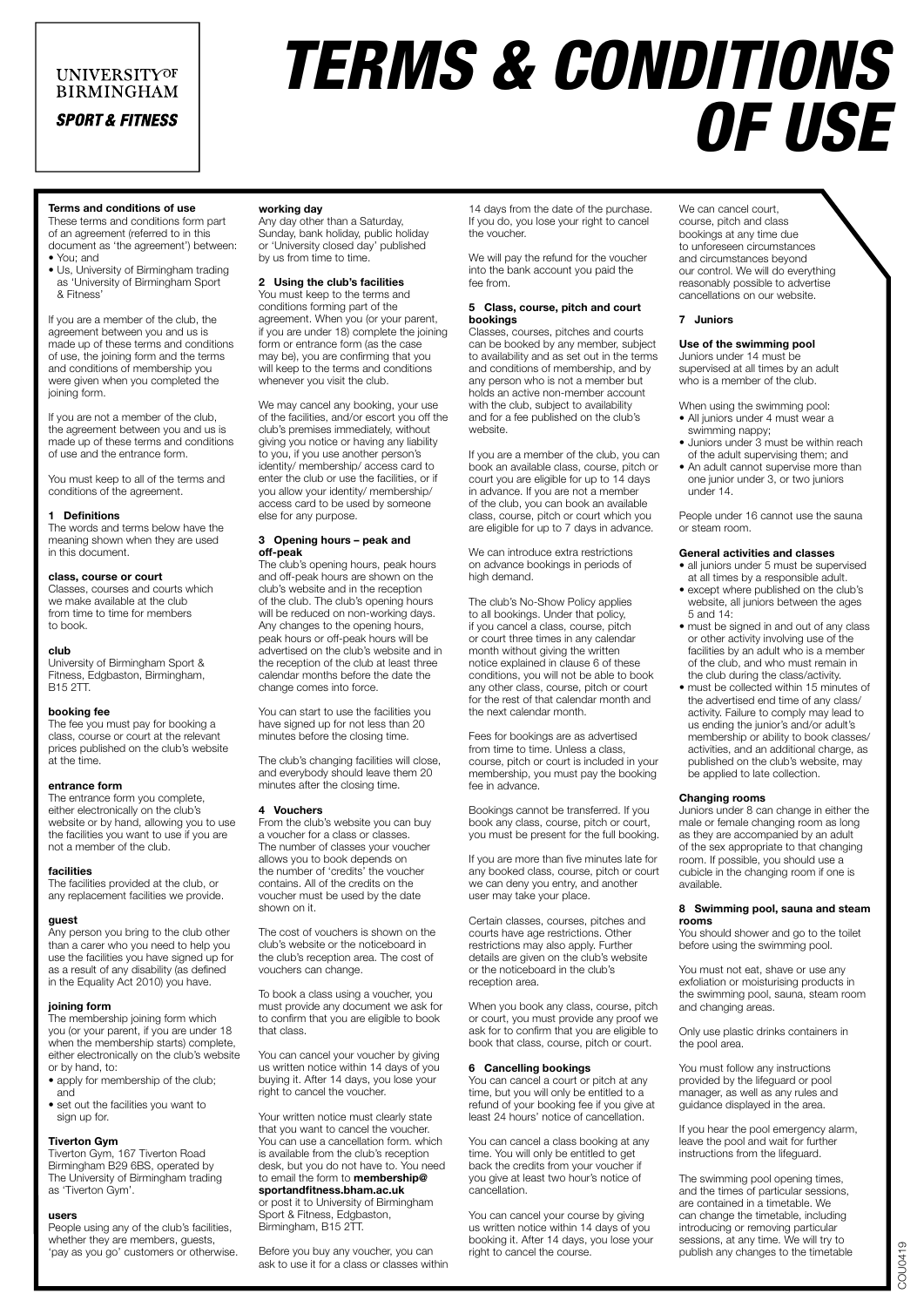UNIVERSITY OF BIRMINGHAM

SPORT & FITNESS

# TERMS & CONDITIONS OF USE

**Terms and conditions of use**

These terms and conditions form part of an agreement (referred to in this document as 'the agreement') between:

- You; and
- Us, University of Birmingham trading as 'University of Birmingham Sport & Fitness'

If you are a member of the club, the agreement between you and us is made up of these terms and conditions of use, the joining form and the terms and conditions of membership you were given when you completed the joining form.

If you are not a member of the club, the agreement between you and us is made up of these terms and conditions of use and the entrance form.

You must keep to all of the terms and conditions of the agreement.

## 1 Definitions

The words and terms below have the meaning shown when they are used in this document.

**class, course or court**

Classes, courses and courts which we make available at the club from time to time for members to book.

**club**

University of Birmingham Sport & Fitness, Edgbaston, Birmingham, B15 2TT.

**booking fee**

The fee you must pay for booking a class, course or court at the relevant prices published on the club's website at the time.

**entrance form**

The entrance form you complete, either electronically on the club's website or by hand, allowing you to use the facilities you want to use if you are not a member of the club.

**facilities**

The facilities provided at the club, or any replacement facilities we provide.

**guest**

Any person you bring to the club other than a carer who you need to help you use the facilities you have signed up for as a result of any disability (as defined in the Equality Act 2010) you have.

**joining form**

The membership joining form which you (or your parent, if you are under 18 when the membership starts) complete, either electronically on the club's website or by hand, to:

- apply for membership of the club; and
- set out the facilities you want to sign up for.

**Tiverton Gym**

Tiverton Gym, 167 Tiverton Road Birmingham B29 6BS, operated by The University of Birmingham trading as 'Tiverton Gym'.

**users**

People using any of the club's facilities, whether they are members, guests, 'pay as you go' customers or otherwise.

**working day**

Any day other than a Saturday, Sunday, bank holiday, public holiday or 'University closed day' published by us from time to time.

## 2 Using the club's facilities

You must keep to the terms and conditions forming part of the agreement. When you (or your parent, if you are under 18) complete the joining form or entrance form (as the case may be), you are confirming that you will keep to the terms and conditions whenever you visit the club.

We may cancel any booking, your use of the facilities, and/or escort you off the club's premises immediately, without giving you notice or having any liability to you, if you use another person's identity/ membership/ access card to enter the club or use the facilities, or if you allow your identity/ membership/ access card to be used by someone else for any purpose.

## 3 Opening hours – peak and off-peak

The club's opening hours, peak hours and off-peak hours are shown on the club's website and in the reception of the club. The club's opening hours will be reduced on non-working days. Any changes to the opening hours, peak hours or off-peak hours will be advertised on the club's website and in the reception of the club at least three calendar months before the date the change comes into force.

You can start to use the facilities you have signed up for not less than 20 minutes before the closing time.

The club's changing facilities will close, and everybody should leave them 20 minutes after the closing time.

## 4 Vouchers

From the club's website you can buy a voucher for a class or classes. The number of classes your voucher allows you to book depends on the number of 'credits' the voucher contains. All of the credits on the voucher must be used by the date shown on it.

The cost of vouchers is shown on the club's website or the noticeboard in the club's reception area. The cost of vouchers can change.

To book a class using a voucher, you must provide any document we ask for to confirm that you are eligible to book that class.

You can cancel your voucher by giving us written notice within 14 days of you buying it. After 14 days, you lose your right to cancel the voucher.

Your written notice must clearly state that you want to cancel the voucher. You can use a cancellation form. which is available from the club's reception desk, but you do not have to. You need to email the form to **membership@sportandfitness.bham.ac.uk** or post it to University of Birmingham Sport & Fitness, Edgbaston, Birmingham, B15 2TT.

Before you buy any voucher, you can ask to use it for a class or classes within 14 days from the date of the purchase. If you do, you lose your right to cancel the voucher.

We will pay the refund for the voucher into the bank account you paid the fee from.

## 5 Class, course, pitch and court bookings

Classes, courses, pitches and courts can be booked by any member, subject to availability and as set out in the terms and conditions of membership, and by any person who is not a member but holds an active non-member account with the club, subject to availability and for a fee published on the club's website.

If you are a member of the club, you can book an available class, course, pitch or court you are eligible for up to 14 days in advance. If you are not a member of the club, you can book an available class, course, pitch or court which you are eligible for up to 7 days in advance.

We can introduce extra restrictions on advance bookings in periods of high demand.

The club's No-Show Policy applies to all bookings. Under that policy, if you cancel a class, course, pitch or court three times in any calendar month without giving the written notice explained in clause 6 of these conditions, you will not be able to book any other class, course, pitch or court for the rest of that calendar month and the next calendar month.

Fees for bookings are as advertised from time to time. Unless a class, course, pitch or court is included in your membership, you must pay the booking fee in advance.

Bookings cannot be transferred. If you book any class, course, pitch or court, you must be present for the full booking.

If you are more than five minutes late for any booked class, course, pitch or court we can deny you entry, and another user may take your place.

Certain classes, courses, pitches and courts have age restrictions. Other restrictions may also apply. Further details are given on the club's website or the noticeboard in the club's reception area.

When you book any class, course, pitch or court, you must provide any proof we ask for to confirm that you are eligible to book that class, course, pitch or court.

## 6 Cancelling bookings

You can cancel a court or pitch at any time, but you will only be entitled to a refund of your booking fee if you give at least 24 hours' notice of cancellation.

You can cancel a class booking at any time. You will only be entitled to get back the credits from your voucher if you give at least two hour's notice of cancellation.

You can cancel your course by giving us written notice within 14 days of you booking it. After 14 days, you lose your right to cancel the course.

We can cancel court, course, pitch and class bookings at any time due to unforeseen circumstances and circumstances beyond our control. We will do everything reasonably possible to advertise cancellations on our website.

## 7 Juniors

**Use of the swimming pool**

Juniors under 14 must be supervised at all times by an adult who is a member of the club.

When using the swimming pool:

- All juniors under 4 must wear a swimming nappy;
- Juniors under 3 must be within reach of the adult supervising them; and
- An adult cannot supervise more than one junior under 3, or two juniors under 14.

People under 16 cannot use the sauna or steam room.

**General activities and classes**

- all juniors under 5 must be supervised at all times by a responsible adult.
- except where published on the club's website, all juniors between the ages 5 and 14:
- must be signed in and out of any class or other activity involving use of the facilities by an adult who is a member of the club, and who must remain in the club during the class/activity.
- must be collected within 15 minutes of the advertised end time of any class/ activity. Failure to comply may lead to us ending the junior's and/or adult's membership or ability to book classes/ activities, and an additional charge, as published on the club's website, may be applied to late collection.

**Changing rooms**

Juniors under 8 can change in either the male or female changing room as long as they are accompanied by an adult of the sex appropriate to that changing room. If possible, you should use a cubicle in the changing room if one is available.

## 8 Swimming pool, sauna and steam rooms

You should shower and go to the toilet before using the swimming pool.

You must not eat, shave or use any exfoliation or moisturising products in the swimming pool, sauna, steam room and changing areas.

Only use plastic drinks containers in the pool area.

You must follow any instructions provided by the lifeguard or pool manager, as well as any rules and guidance displayed in the area.

If you hear the pool emergency alarm, leave the pool and wait for further instructions from the lifeguard.

The swimming pool opening times, and the times of particular sessions, are contained in a timetable. We can change the timetable, including introducing or removing particular sessions, at any time. We will try to publish any changes to the timetable

COU0419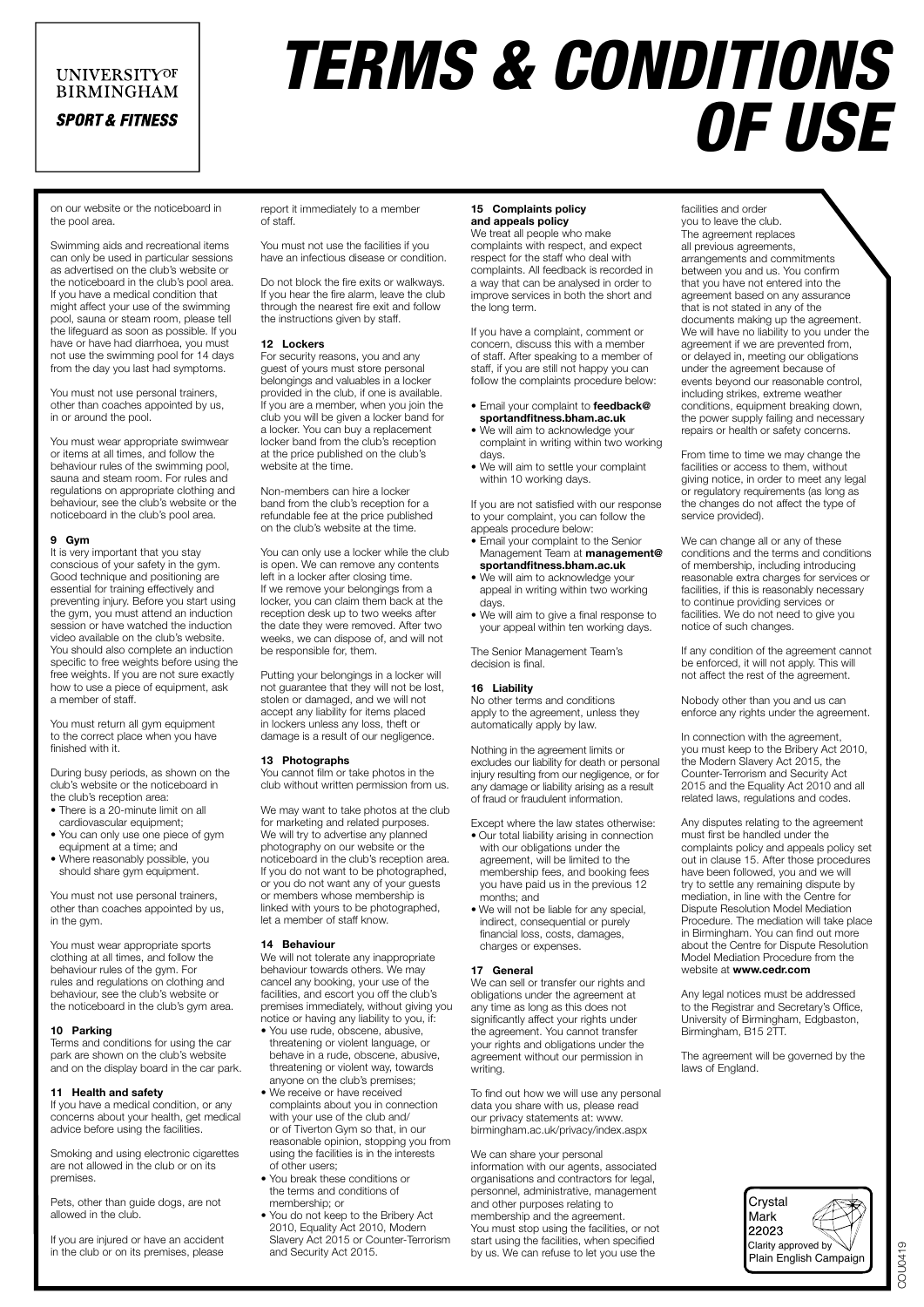UNIVERSITY OF BIRMINGHAM

**SPORT & FITNESS**

# TERMS & CONDITIONS OF USE

on our website or the noticeboard in the pool area.

Swimming aids and recreational items can only be used in particular sessions as advertised on the club's website or the noticeboard in the club's pool area. If you have a medical condition that might affect your use of the swimming pool, sauna or steam room, please tell the lifeguard as soon as possible. If you have or have had diarrhoea, you must not use the swimming pool for 14 days from the day you last had symptoms.

You must not use personal trainers, other than coaches appointed by us, in or around the pool.

You must wear appropriate swimwear or items at all times, and follow the behaviour rules of the swimming pool, sauna and steam room. For rules and regulations on appropriate clothing and behaviour, see the club's website or the noticeboard in the club's pool area.

### 9 Gym

It is very important that you stay conscious of your safety in the gym. Good technique and positioning are essential for training effectively and preventing injury. Before you start using the gym, you must attend an induction session or have watched the induction video available on the club's website. You should also complete an induction specific to free weights before using the free weights. If you are not sure exactly how to use a piece of equipment, ask a member of staff.

You must return all gym equipment to the correct place when you have finished with it.

During busy periods, as shown on the club's website or the noticeboard in the club's reception area:

- There is a 20-minute limit on all cardiovascular equipment;
- You can only use one piece of gym equipment at a time; and
- Where reasonably possible, you should share gym equipment.

You must not use personal trainers, other than coaches appointed by us, in the gym.

You must wear appropriate sports clothing at all times, and follow the behaviour rules of the gym. For rules and regulations on clothing and behaviour, see the club's website or the noticeboard in the club's gym area.

### 10 Parking

Terms and conditions for using the car park are shown on the club's website and on the display board in the car park.

### 11 Health and safety

If you have a medical condition, or any concerns about your health, get medical advice before using the facilities.

Smoking and using electronic cigarettes are not allowed in the club or on its premises.

Pets, other than guide dogs, are not allowed in the club.

If you are injured or have an accident in the club or on its premises, please report it immediately to a member of staff.

You must not use the facilities if you have an infectious disease or condition.

Do not block the fire exits or walkways. If you hear the fire alarm, leave the club through the nearest fire exit and follow the instructions given by staff.

### 12 Lockers

For security reasons, you and any guest of yours must store personal belongings and valuables in a locker provided in the club, if one is available. If you are a member, when you join the club you will be given a locker band for a locker. You can buy a replacement locker band from the club's reception at the price published on the club's website at the time.

Non-members can hire a locker band from the club's reception for a refundable fee at the price published on the club's website at the time.

You can only use a locker while the club is open. We can remove any contents left in a locker after closing time. If we remove your belongings from a locker, you can claim them back at the reception desk up to two weeks after the date they were removed. After two weeks, we can dispose of, and will not be responsible for, them.

Putting your belongings in a locker will not guarantee that they will not be lost, stolen or damaged, and we will not accept any liability for items placed in lockers unless any loss, theft or damage is a result of our negligence.

### 13 Photographs

You cannot film or take photos in the club without written permission from us.

We may want to take photos at the club for marketing and related purposes. We will try to advertise any planned photography on our website or the noticeboard in the club's reception area. If you do not want to be photographed, or you do not want any of your guests or members whose membership is linked with yours to be photographed, let a member of staff know.

### 14 Behaviour

We will not tolerate any inappropriate behaviour towards others. We may cancel any booking, your use of the facilities, and escort you off the club's premises immediately, without giving you notice or having any liability to you, if:

- You use rude, obscene, abusive, threatening or violent language, or behave in a rude, obscene, abusive, threatening or violent way, towards anyone on the club's premises;
- We receive or have received complaints about you in connection with your use of the club and/ or of Tiverton Gym so that, in our reasonable opinion, stopping you from using the facilities is in the interests of other users;
- You break these conditions or the terms and conditions of membership; or
- You do not keep to the Bribery Act 2010, Equality Act 2010, Modern Slavery Act 2015 or Counter-Terrorism and Security Act 2015.

### 15 Complaints policy and appeals policy

We treat all people who make complaints with respect, and expect respect for the staff who deal with complaints. All feedback is recorded in a way that can be analysed in order to improve services in both the short and the long term.

If you have a complaint, comment or concern, discuss this with a member of staff. After speaking to a member of staff, if you are still not happy you can follow the complaints procedure below:

- Email your complaint to **feedback@sportandfitness.bham.ac.uk**
- We will aim to acknowledge your complaint in writing within two working days.
- We will aim to settle your complaint within 10 working days.

If you are not satisfied with our response to your complaint, you can follow the appeals procedure below:

- Email your complaint to the Senior Management Team at **management@sportandfitness.bham.ac.uk**
- We will aim to acknowledge your appeal in writing within two working days.
- We will aim to give a final response to your appeal within ten working days.

The Senior Management Team's decision is final.

### 16 Liability

No other terms and conditions apply to the agreement, unless they automatically apply by law.

Nothing in the agreement limits or excludes our liability for death or personal injury resulting from our negligence, or for any damage or liability arising as a result of fraud or fraudulent information.

Except where the law states otherwise:

- Our total liability arising in connection with our obligations under the agreement, will be limited to the membership fees, and booking fees you have paid us in the previous 12 months; and
- We will not be liable for any special, indirect, consequential or purely financial loss, costs, damages, charges or expenses.

### 17 General

We can sell or transfer our rights and obligations under the agreement at any time as long as this does not significantly affect your rights under the agreement. You cannot transfer your rights and obligations under the agreement without our permission in writing.

To find out how we will use any personal data you share with us, please read our privacy statements at: www.birmingham.ac.uk/privacy/index.aspx

We can share your personal information with our agents, associated organisations and contractors for legal, personnel, administrative, management and other purposes relating to membership and the agreement. You must stop using the facilities, or not start using the facilities, when specified by us. We can refuse to let you use the facilities and order you to leave the club. The agreement replaces all previous agreements, arrangements and commitments between you and us. You confirm that you have not entered into the agreement based on any assurance that is not stated in any of the documents making up the agreement. We will have no liability to you under the agreement if we are prevented from, or delayed in, meeting our obligations under the agreement because of events beyond our reasonable control, including strikes, extreme weather conditions, equipment breaking down, the power supply failing and necessary repairs or health or safety concerns.

From time to time we may change the facilities or access to them, without giving notice, in order to meet any legal or regulatory requirements (as long as the changes do not affect the type of service provided).

We can change all or any of these conditions and the terms and conditions of membership, including introducing reasonable extra charges for services or facilities, if this is reasonably necessary to continue providing services or facilities. We do not need to give you notice of such changes.

If any condition of the agreement cannot be enforced, it will not apply. This will not affect the rest of the agreement.

Nobody other than you and us can enforce any rights under the agreement.

In connection with the agreement, you must keep to the Bribery Act 2010, the Modern Slavery Act 2015, the Counter-Terrorism and Security Act 2015 and the Equality Act 2010 and all related laws, regulations and codes.

Any disputes relating to the agreement must first be handled under the complaints policy and appeals policy set out in clause 15. After those procedures have been followed, you and we will try to settle any remaining dispute by mediation, in line with the Centre for Dispute Resolution Model Mediation Procedure. The mediation will take place in Birmingham. You can find out more about the Centre for Dispute Resolution Model Mediation Procedure from the website at **www.cedr.com**

Any legal notices must be addressed to the Registrar and Secretary's Office, University of Birmingham, Edgbaston, Birmingham, B15 2TT.

The agreement will be governed by the laws of England.

Crystal Mark 22023
Clarity approved by Plain English Campaign

COU0419